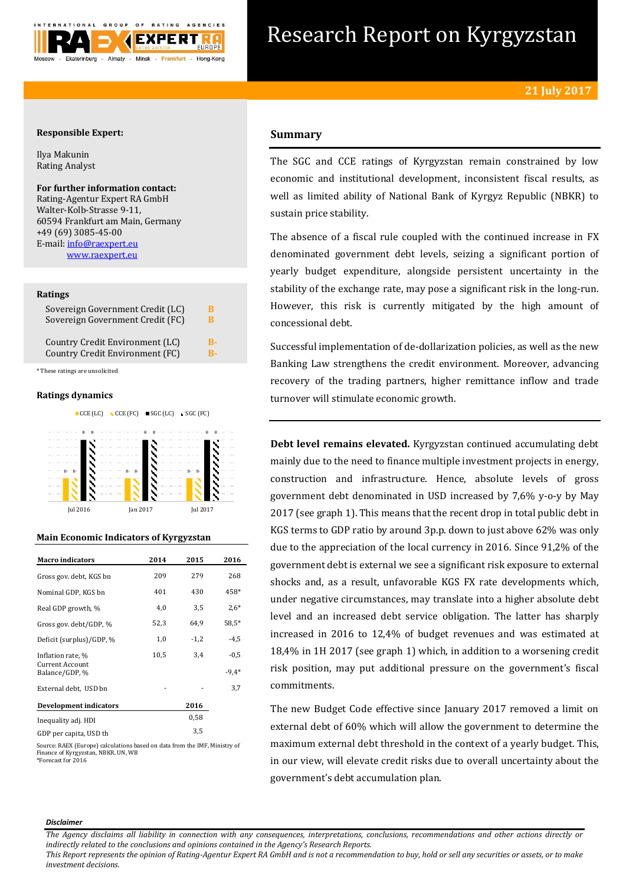# Research Report on Kyrgyzstan

**21 July 2017**

**Responsible Expert:**

Ilya Makunin
Rating Analyst

**For further information contact:**
Rating-Agentur Expert RA GmbH
Walter-Kolb-Strasse 9-11,
60594 Frankfurt am Main, Germany
+49 (69) 3085-45-00
E-mail: info@raexpert.eu
www.raexpert.eu

**Ratings**

| | |
|---|---|
| Sovereign Government Credit (LC) | B |
| Sovereign Government Credit (FC) | B |
| Country Credit Environment (LC) | B- |
| Country Credit Environment (FC) | B- |

*These ratings are unsolicited

**Ratings dynamics**

CCE (LC) CCE (FC) SGC (LC) SGC (FC)

B B B B B B
B- B- B- B- B- B-

Jul 2016 Jan 2017 Jul 2017

**Main Economic Indicators of Kyrgyzstan**

| Macro indicators | 2014 | 2015 | 2016 |
|---|---|---|---|
| Gross gov. debt, KGS bn | 209 | 279 | 268 |
| Nominal GDP, KGS bn | 401 | 430 | 458* |
| Real GDP growth, % | 4,0 | 3,5 | 2,6* |
| Gross gov. debt/GDP, % | 52,3 | 64,9 | 58,5* |
| Deficit (surplus)/GDP, % | 1,0 | -1,2 | -4,5 |
| Inflation rate, % | 10,5 | 3,4 | -0,5 |
| Current Account Balance/GDP, % | | | -9,4* |
| External debt, USD bn | - | - | 3,7 |

| Development indicators | 2016 |
|---|---|
| Inequality adj. HDI | 0,58 |
| GDP per capita, USD th | 3,5 |

Source: RAEX (Europe) calculations based on data from the IMF, Ministry of Finance of Kyrgyzstan, NBKR, UN, WB
*Forecast for 2016

## Summary

The SGC and CCE ratings of Kyrgyzstan remain constrained by low economic and institutional development, inconsistent fiscal results, as well as limited ability of National Bank of Kyrgyz Republic (NBKR) to sustain price stability.

The absence of a fiscal rule coupled with the continued increase in FX denominated government debt levels, seizing a significant portion of yearly budget expenditure, alongside persistent uncertainty in the stability of the exchange rate, may pose a significant risk in the long-run. However, this risk is currently mitigated by the high amount of concessional debt.

Successful implementation of de-dollarization policies, as well as the new Banking Law strengthens the credit environment. Moreover, advancing recovery of the trading partners, higher remittance inflow and trade turnover will stimulate economic growth.

**Debt level remains elevated.** Kyrgyzstan continued accumulating debt mainly due to the need to finance multiple investment projects in energy, construction and infrastructure. Hence, absolute levels of gross government debt denominated in USD increased by 7,6% y-o-y by May 2017 (see graph 1). This means that the recent drop in total public debt in KGS terms to GDP ratio by around 3p.p. down to just above 62% was only due to the appreciation of the local currency in 2016. Since 91,2% of the government debt is external we see a significant risk exposure to external shocks and, as a result, unfavorable KGS FX rate developments which, under negative circumstances, may translate into a higher absolute debt level and an increased debt service obligation. The latter has sharply increased in 2016 to 12,4% of budget revenues and was estimated at 18,4% in 1H 2017 (see graph 1) which, in addition to a worsening credit risk position, may put additional pressure on the government's fiscal commitments.

The new Budget Code effective since January 2017 removed a limit on external debt of 60% which will allow the government to determine the maximum external debt threshold in the context of a yearly budget. This, in our view, will elevate credit risks due to overall uncertainty about the government's debt accumulation plan.

***Disclaimer***

*The Agency disclaims all liability in connection with any consequences, interpretations, conclusions, recommendations and other actions directly or indirectly related to the conclusions and opinions contained in the Agency's Research Reports.*
*This Report represents the opinion of Rating-Agentur Expert RA GmbH and is not a recommendation to buy, hold or sell any securities or assets, or to make investment decisions.*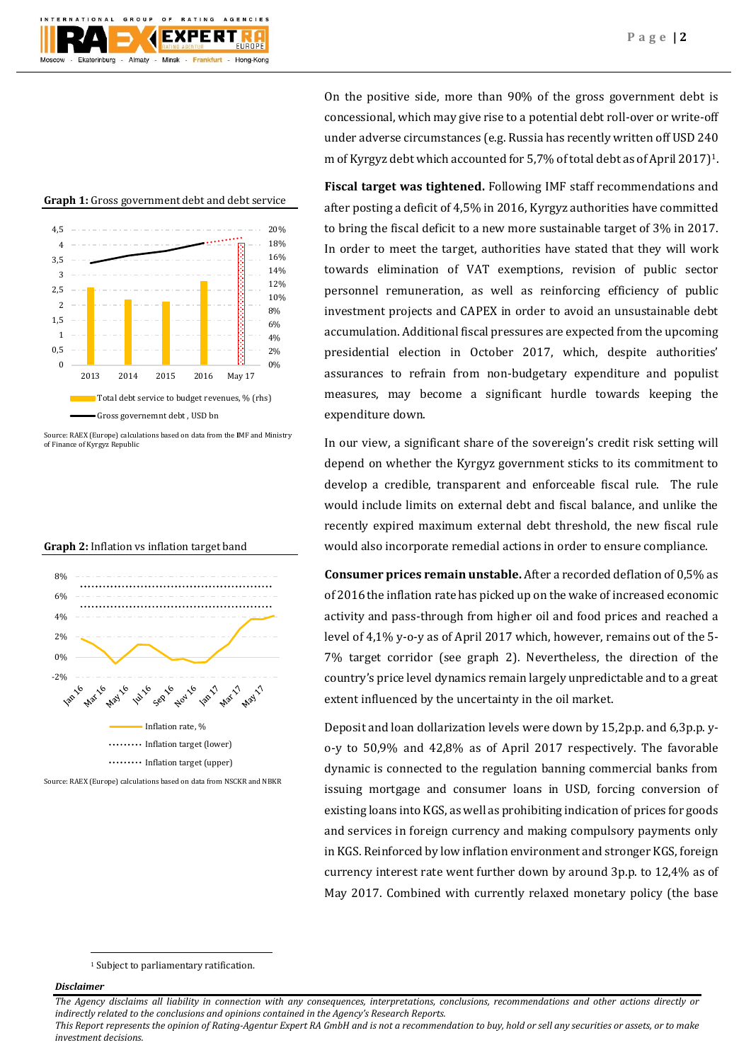On the positive side, more than 90% of the gross government debt is concessional, which may give rise to a potential debt roll-over or write-off under adverse circumstances (e.g. Russia has recently written off USD 240 m of Kyrgyz debt which accounted for 5,7% of total debt as of April 2017)[1].

**Graph 1:** Gross government debt and debt service

4,5
4
3,5
3
2,5
2
1,5
1
0,5
0

20%
18%
16%
14%
12%
10%
8%
6%
4%
2%
0%

2013 2014 2015 2016 May 17

Total debt service to budget revenues, % (rhs)
Gross governemnt debt , USD bn

Source: RAEX (Europe) calculations based on data from the IMF and Ministry of Finance of Kyrgyz Republic

**Fiscal target was tightened.** Following IMF staff recommendations and after posting a deficit of 4,5% in 2016, Kyrgyz authorities have committed to bring the fiscal deficit to a new more sustainable target of 3% in 2017. In order to meet the target, authorities have stated that they will work towards elimination of VAT exemptions, revision of public sector personnel remuneration, as well as reinforcing efficiency of public investment projects and CAPEX in order to avoid an unsustainable debt accumulation. Additional fiscal pressures are expected from the upcoming presidential election in October 2017, which, despite authorities' assurances to refrain from non-budgetary expenditure and populist measures, may become a significant hurdle towards keeping the expenditure down.

In our view, a significant share of the sovereign's credit risk setting will depend on whether the Kyrgyz government sticks to its commitment to develop a credible, transparent and enforceable fiscal rule. The rule would include limits on external debt and fiscal balance, and unlike the recently expired maximum external debt threshold, the new fiscal rule would also incorporate remedial actions in order to ensure compliance.

**Graph 2:** Inflation vs inflation target band

8%
6%
4%
2%
0%
-2%

Jan 16 Mar 16 May 16 Jul 16 Sep 16 Nov 16 Jan 17 Mar 17 May 17

Inflation rate, %
Inflation target (lower)
Inflation target (upper)

Source: RAEX (Europe) calculations based on data from NSCKR and NBKR

**Consumer prices remain unstable.** After a recorded deflation of 0,5% as of 2016 the inflation rate has picked up on the wake of increased economic activity and pass-through from higher oil and food prices and reached a level of 4,1% y-o-y as of April 2017 which, however, remains out of the 5-7% target corridor (see graph 2). Nevertheless, the direction of the country's price level dynamics remain largely unpredictable and to a great extent influenced by the uncertainty in the oil market.

Deposit and loan dollarization levels were down by 15,2p.p. and 6,3p.p. y-o-y to 50,9% and 42,8% as of April 2017 respectively. The favorable dynamic is connected to the regulation banning commercial banks from issuing mortgage and consumer loans in USD, forcing conversion of existing loans into KGS, as well as prohibiting indication of prices for goods and services in foreign currency and making compulsory payments only in KGS. Reinforced by low inflation environment and stronger KGS, foreign currency interest rate went further down by around 3p.p. to 12,4% as of May 2017. Combined with currently relaxed monetary policy (the base

[1] Subject to parliamentary ratification.

***Disclaimer***

*The Agency disclaims all liability in connection with any consequences, interpretations, conclusions, recommendations and other actions directly or indirectly related to the conclusions and opinions contained in the Agency's Research Reports.*
*This Report represents the opinion of Rating-Agentur Expert RA GmbH and is not a recommendation to buy, hold or sell any securities or assets, or to make investment decisions.*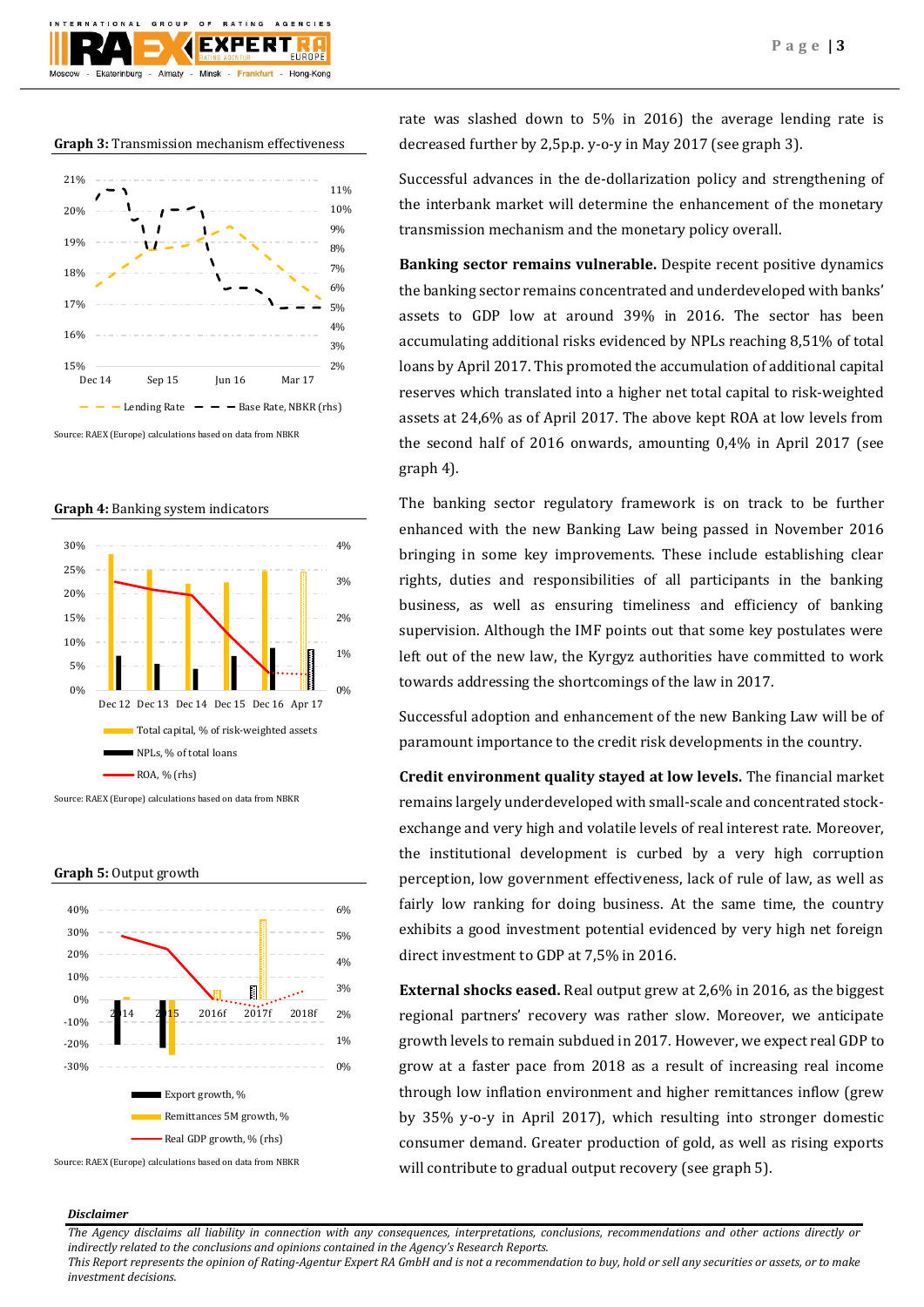**Graph 3:** Transmission mechanism effectiveness

21%
20%
19%
18%
17%
16%
15%
11%
10%
9%
8%
7%
6%
5%
4%
3%
2%
Dec 14
Sep 15
Jun 16
Mar 17
Lending Rate
Base Rate, NBKR (rhs)

Source: RAEX (Europe) calculations based on data from NBKR

**Graph 4:** Banking system indicators

30%
25%
20%
15%
10%
5%
0%
4%
3%
2%
1%
0%
Dec 12
Dec 13
Dec 14
Dec 15
Dec 16
Apr 17
Total capital, % of risk-weighted assets
NPLs, % of total loans
ROA, % (rhs)

Source: RAEX (Europe) calculations based on data from NBKR

**Graph 5:** Output growth

40%
30%
20%
10%
0%
-10%
-20%
-30%
6%
5%
4%
3%
2%
1%
0%
2014
2015
2016f
2017f
2018f
Export growth, %
Remittances 5M growth, %
Real GDP growth, % (rhs)

Source: RAEX (Europe) calculations based on data from NBKR

rate was slashed down to 5% in 2016) the average lending rate is decreased further by 2,5p.p. y-o-y in May 2017 (see graph 3).

Successful advances in the de-dollarization policy and strengthening of the interbank market will determine the enhancement of the monetary transmission mechanism and the monetary policy overall.

**Banking sector remains vulnerable.** Despite recent positive dynamics the banking sector remains concentrated and underdeveloped with banks' assets to GDP low at around 39% in 2016. The sector has been accumulating additional risks evidenced by NPLs reaching 8,51% of total loans by April 2017. This promoted the accumulation of additional capital reserves which translated into a higher net total capital to risk-weighted assets at 24,6% as of April 2017. The above kept ROA at low levels from the second half of 2016 onwards, amounting 0,4% in April 2017 (see graph 4).

The banking sector regulatory framework is on track to be further enhanced with the new Banking Law being passed in November 2016 bringing in some key improvements. These include establishing clear rights, duties and responsibilities of all participants in the banking business, as well as ensuring timeliness and efficiency of banking supervision. Although the IMF points out that some key postulates were left out of the new law, the Kyrgyz authorities have committed to work towards addressing the shortcomings of the law in 2017.

Successful adoption and enhancement of the new Banking Law will be of paramount importance to the credit risk developments in the country.

**Credit environment quality stayed at low levels.** The financial market remains largely underdeveloped with small-scale and concentrated stock-exchange and very high and volatile levels of real interest rate. Moreover, the institutional development is curbed by a very high corruption perception, low government effectiveness, lack of rule of law, as well as fairly low ranking for doing business. At the same time, the country exhibits a good investment potential evidenced by very high net foreign direct investment to GDP at 7,5% in 2016.

**External shocks eased.** Real output grew at 2,6% in 2016, as the biggest regional partners' recovery was rather slow. Moreover, we anticipate growth levels to remain subdued in 2017. However, we expect real GDP to grow at a faster pace from 2018 as a result of increasing real income through low inflation environment and higher remittances inflow (grew by 35% y-o-y in April 2017), which resulting into stronger domestic consumer demand. Greater production of gold, as well as rising exports will contribute to gradual output recovery (see graph 5).

***Disclaimer***

*The Agency disclaims all liability in connection with any consequences, interpretations, conclusions, recommendations and other actions directly or indirectly related to the conclusions and opinions contained in the Agency's Research Reports.*
*This Report represents the opinion of Rating-Agentur Expert RA GmbH and is not a recommendation to buy, hold or sell any securities or assets, or to make investment decisions.*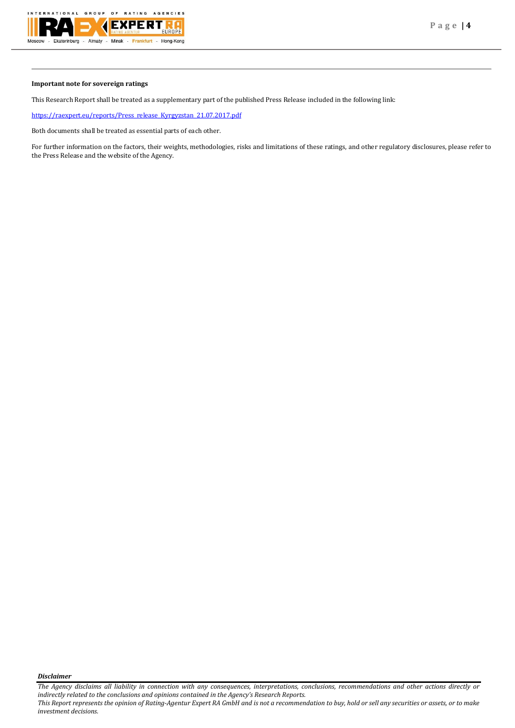**Important note for sovereign ratings**

This Research Report shall be treated as a supplementary part of the published Press Release included in the following link:

https://raexpert.eu/reports/Press_release_Kyrgyzstan_21.07.2017.pdf

Both documents shall be treated as essential parts of each other.

For further information on the factors, their weights, methodologies, risks and limitations of these ratings, and other regulatory disclosures, please refer to the Press Release and the website of the Agency.

***Disclaimer***

*The Agency disclaims all liability in connection with any consequences, interpretations, conclusions, recommendations and other actions directly or indirectly related to the conclusions and opinions contained in the Agency's Research Reports.*

*This Report represents the opinion of Rating-Agentur Expert RA GmbH and is not a recommendation to buy, hold or sell any securities or assets, or to make investment decisions.*